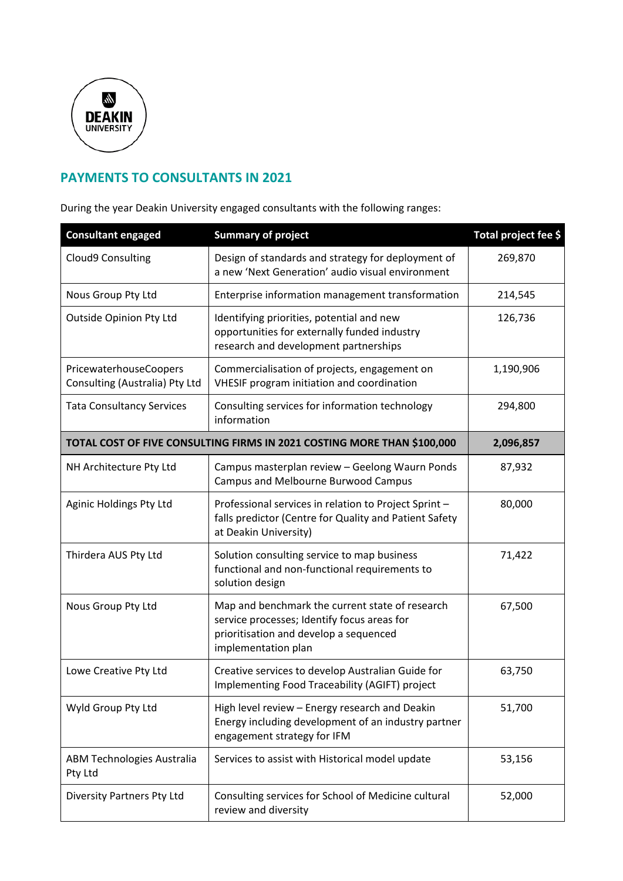## PAYMENTS TO CONSULTANTS IN 2021

During the year Deakin University engaged consultants with the following ranges:

| Consultant engaged | Summary of project | Total project fee $ |
|---|---|---|
| Cloud9 Consulting | Design of standards and strategy for deployment of a new 'Next Generation' audio visual environment | 269,870 |
| Nous Group Pty Ltd | Enterprise information management transformation | 214,545 |
| Outside Opinion Pty Ltd | Identifying priorities, potential and new opportunities for externally funded industry research and development partnerships | 126,736 |
| PricewaterhouseCoopers Consulting (Australia) Pty Ltd | Commercialisation of projects, engagement on VHESIF program initiation and coordination | 1,190,906 |
| Tata Consultancy Services | Consulting services for information technology information | 294,800 |
| **TOTAL COST OF FIVE CONSULTING FIRMS IN 2021 COSTING MORE THAN $100,000** | | **2,096,857** |
| NH Architecture Pty Ltd | Campus masterplan review – Geelong Waurn Ponds Campus and Melbourne Burwood Campus | 87,932 |
| Aginic Holdings Pty Ltd | Professional services in relation to Project Sprint – falls predictor (Centre for Quality and Patient Safety at Deakin University) | 80,000 |
| Thirdera AUS Pty Ltd | Solution consulting service to map business functional and non-functional requirements to solution design | 71,422 |
| Nous Group Pty Ltd | Map and benchmark the current state of research service processes; Identify focus areas for prioritisation and develop a sequenced implementation plan | 67,500 |
| Lowe Creative Pty Ltd | Creative services to develop Australian Guide for Implementing Food Traceability (AGIFT) project | 63,750 |
| Wyld Group Pty Ltd | High level review – Energy research and Deakin Energy including development of an industry partner engagement strategy for IFM | 51,700 |
| ABM Technologies Australia Pty Ltd | Services to assist with Historical model update | 53,156 |
| Diversity Partners Pty Ltd | Consulting services for School of Medicine cultural review and diversity | 52,000 |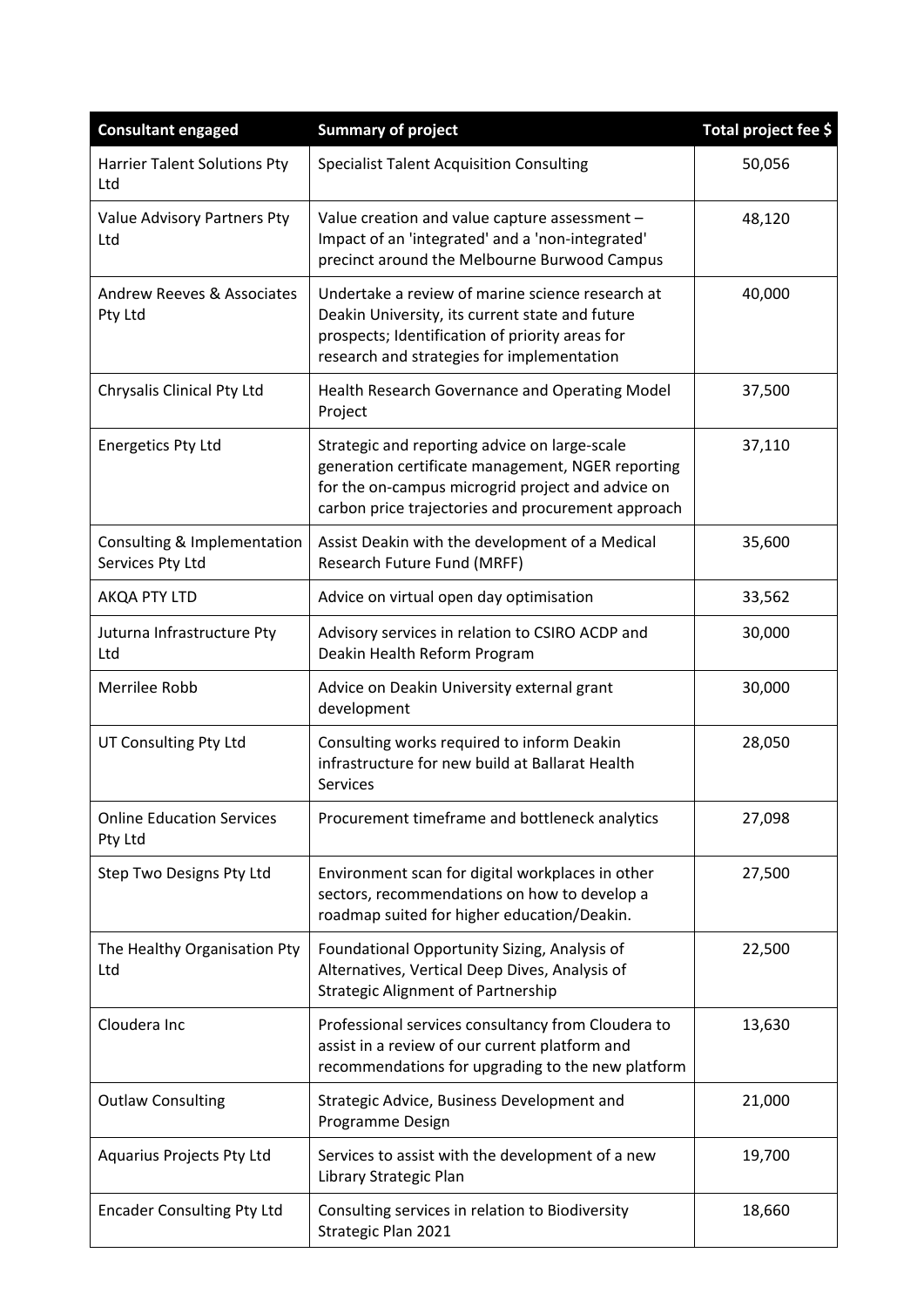| Consultant engaged | Summary of project | Total project fee $ |
|---|---|---|
| Harrier Talent Solutions Pty Ltd | Specialist Talent Acquisition Consulting | 50,056 |
| Value Advisory Partners Pty Ltd | Value creation and value capture assessment – Impact of an 'integrated' and a 'non-integrated' precinct around the Melbourne Burwood Campus | 48,120 |
| Andrew Reeves & Associates Pty Ltd | Undertake a review of marine science research at Deakin University, its current state and future prospects; Identification of priority areas for research and strategies for implementation | 40,000 |
| Chrysalis Clinical Pty Ltd | Health Research Governance and Operating Model Project | 37,500 |
| Energetics Pty Ltd | Strategic and reporting advice on large-scale generation certificate management, NGER reporting for the on-campus microgrid project and advice on carbon price trajectories and procurement approach | 37,110 |
| Consulting & Implementation Services Pty Ltd | Assist Deakin with the development of a Medical Research Future Fund (MRFF) | 35,600 |
| AKQA PTY LTD | Advice on virtual open day optimisation | 33,562 |
| Juturna Infrastructure Pty Ltd | Advisory services in relation to CSIRO ACDP and Deakin Health Reform Program | 30,000 |
| Merrilee Robb | Advice on Deakin University external grant development | 30,000 |
| UT Consulting Pty Ltd | Consulting works required to inform Deakin infrastructure for new build at Ballarat Health Services | 28,050 |
| Online Education Services Pty Ltd | Procurement timeframe and bottleneck analytics | 27,098 |
| Step Two Designs Pty Ltd | Environment scan for digital workplaces in other sectors, recommendations on how to develop a roadmap suited for higher education/Deakin. | 27,500 |
| The Healthy Organisation Pty Ltd | Foundational Opportunity Sizing, Analysis of Alternatives, Vertical Deep Dives, Analysis of Strategic Alignment of Partnership | 22,500 |
| Cloudera Inc | Professional services consultancy from Cloudera to assist in a review of our current platform and recommendations for upgrading to the new platform | 13,630 |
| Outlaw Consulting | Strategic Advice, Business Development and Programme Design | 21,000 |
| Aquarius Projects Pty Ltd | Services to assist with the development of a new Library Strategic Plan | 19,700 |
| Encader Consulting Pty Ltd | Consulting services in relation to Biodiversity Strategic Plan 2021 | 18,660 |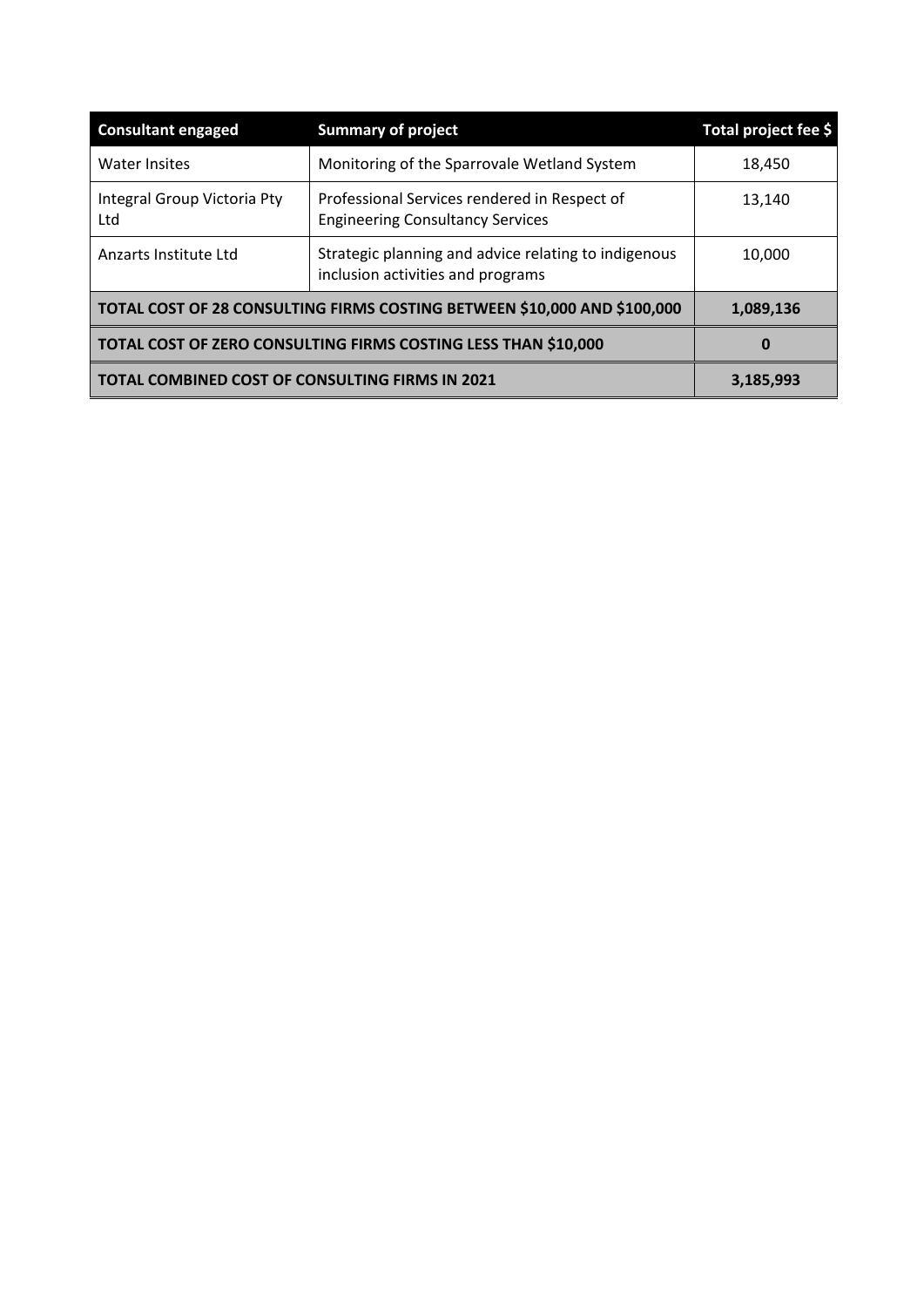| Consultant engaged | Summary of project | Total project fee $ |
|---|---|---|
| Water Insites | Monitoring of the Sparrovale Wetland System | 18,450 |
| Integral Group Victoria Pty Ltd | Professional Services rendered in Respect of Engineering Consultancy Services | 13,140 |
| Anzarts Institute Ltd | Strategic planning and advice relating to indigenous inclusion activities and programs | 10,000 |
| **TOTAL COST OF 28 CONSULTING FIRMS COSTING BETWEEN $10,000 AND $100,000** | | **1,089,136** |
| **TOTAL COST OF ZERO CONSULTING FIRMS COSTING LESS THAN $10,000** | | **0** |
| **TOTAL COMBINED COST OF CONSULTING FIRMS IN 2021** | | **3,185,993** |